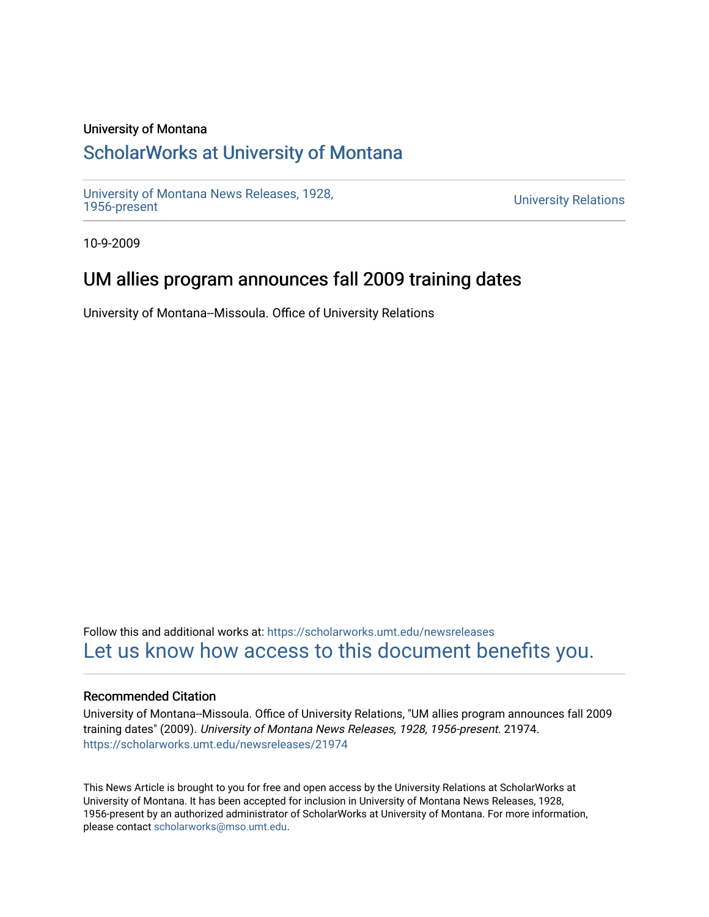University of Montana

# ScholarWorks at University of Montana

University of Montana News Releases, 1928, 1956-present

University Relations

10-9-2009

## UM allies program announces fall 2009 training dates

University of Montana--Missoula. Office of University Relations

Follow this and additional works at: https://scholarworks.umt.edu/newsreleases

Let us know how access to this document benefits you.

### Recommended Citation

University of Montana--Missoula. Office of University Relations, "UM allies program announces fall 2009 training dates" (2009). *University of Montana News Releases, 1928, 1956-present*. 21974.
https://scholarworks.umt.edu/newsreleases/21974

This News Article is brought to you for free and open access by the University Relations at ScholarWorks at University of Montana. It has been accepted for inclusion in University of Montana News Releases, 1928, 1956-present by an authorized administrator of ScholarWorks at University of Montana. For more information, please contact scholarworks@mso.umt.edu.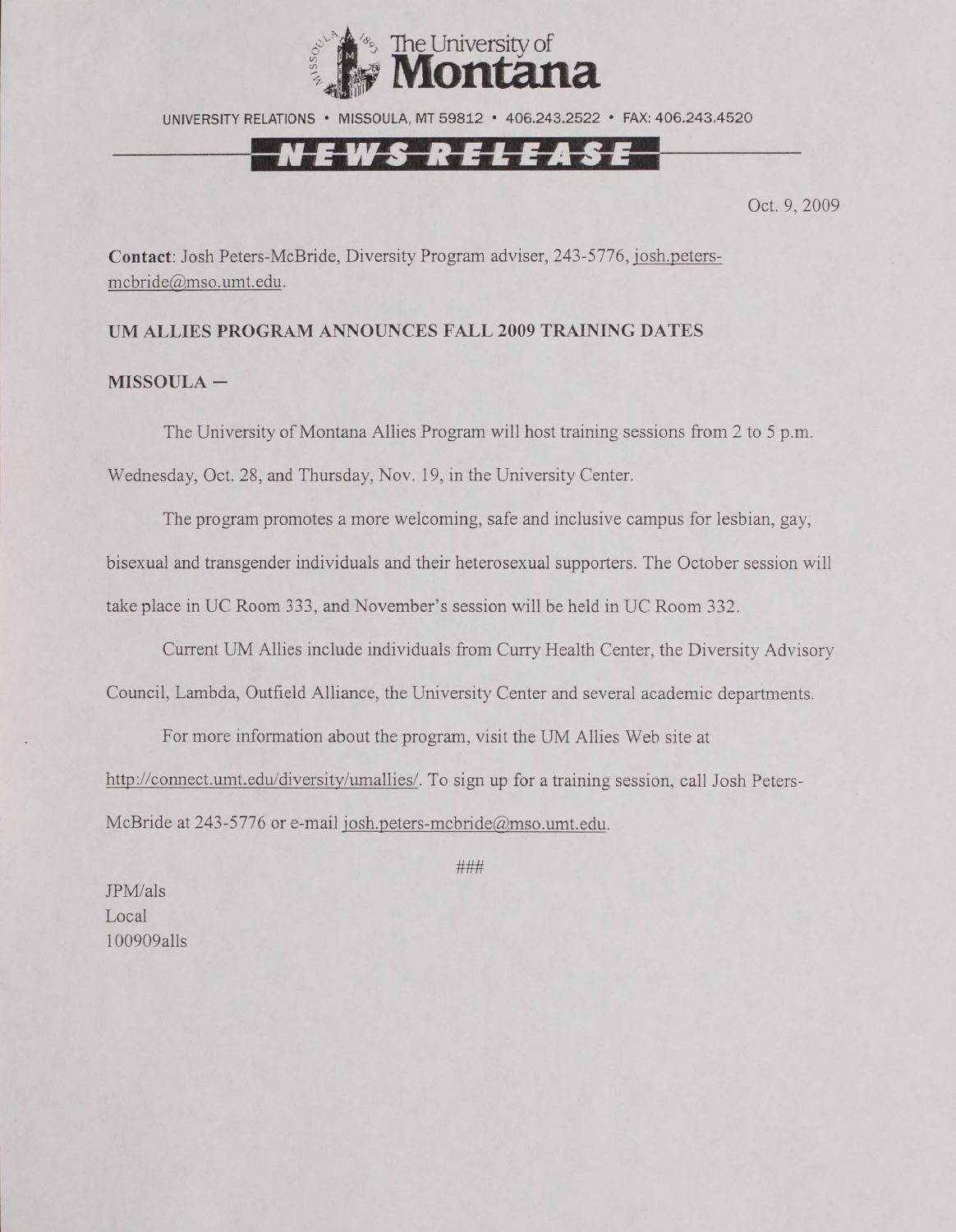The University of **Montana**

UNIVERSITY RELATIONS • MISSOULA, MT 59812 • 406.243.2522 • FAX: 406.243.4520

**NEWS RELEASE**

Oct. 9, 2009

**Contact**: Josh Peters-McBride, Diversity Program adviser, 243-5776, josh.peters-mcbride@mso.umt.edu.

**UM ALLIES PROGRAM ANNOUNCES FALL 2009 TRAINING DATES**

**MISSOULA —**

The University of Montana Allies Program will host training sessions from 2 to 5 p.m. Wednesday, Oct. 28, and Thursday, Nov. 19, in the University Center.

The program promotes a more welcoming, safe and inclusive campus for lesbian, gay, bisexual and transgender individuals and their heterosexual supporters. The October session will take place in UC Room 333, and November's session will be held in UC Room 332.

Current UM Allies include individuals from Curry Health Center, the Diversity Advisory Council, Lambda, Outfield Alliance, the University Center and several academic departments.

For more information about the program, visit the UM Allies Web site at http://connect.umt.edu/diversity/umallies/. To sign up for a training session, call Josh Peters-McBride at 243-5776 or e-mail josh.peters-mcbride@mso.umt.edu.

###

JPM/als
Local
100909alls